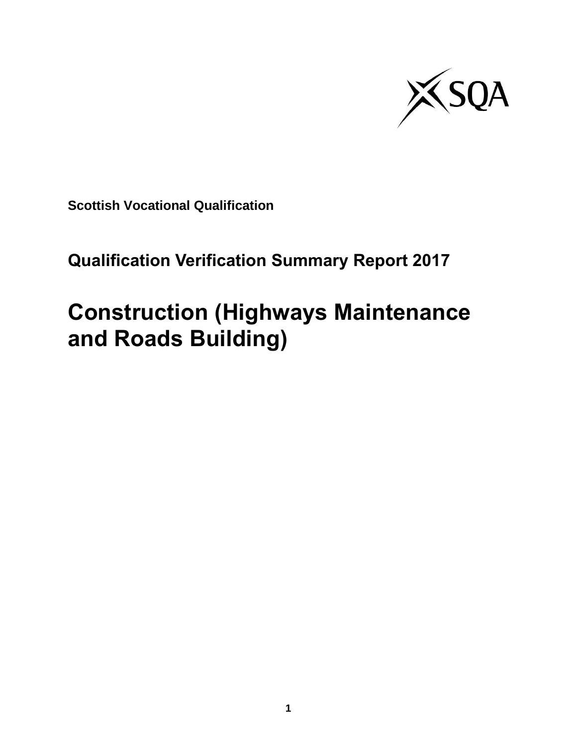**Scottish Vocational Qualification**

## Qualification Verification Summary Report 2017

# Construction (Highways Maintenance and Roads Building)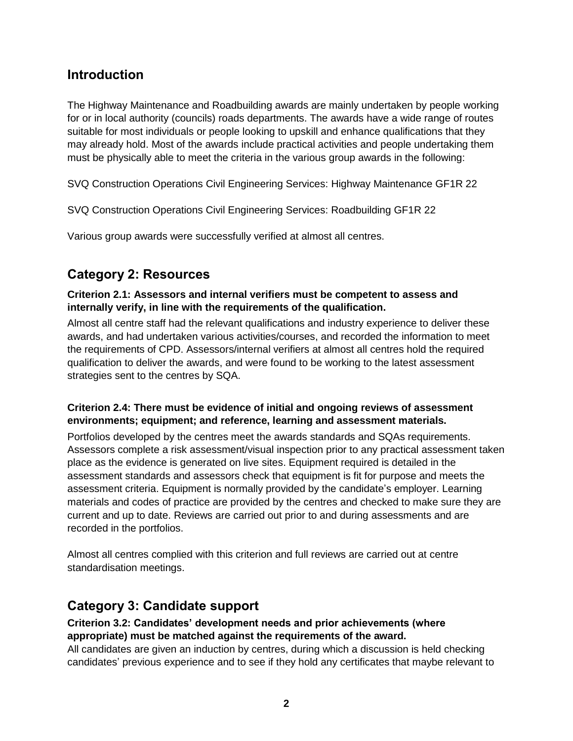## Introduction

The Highway Maintenance and Roadbuilding awards are mainly undertaken by people working for or in local authority (councils) roads departments. The awards have a wide range of routes suitable for most individuals or people looking to upskill and enhance qualifications that they may already hold. Most of the awards include practical activities and people undertaking them must be physically able to meet the criteria in the various group awards in the following:

SVQ Construction Operations Civil Engineering Services: Highway Maintenance GF1R 22

SVQ Construction Operations Civil Engineering Services: Roadbuilding GF1R 22

Various group awards were successfully verified at almost all centres.

## Category 2: Resources

**Criterion 2.1: Assessors and internal verifiers must be competent to assess and internally verify, in line with the requirements of the qualification.**

Almost all centre staff had the relevant qualifications and industry experience to deliver these awards, and had undertaken various activities/courses, and recorded the information to meet the requirements of CPD. Assessors/internal verifiers at almost all centres hold the required qualification to deliver the awards, and were found to be working to the latest assessment strategies sent to the centres by SQA.

**Criterion 2.4: There must be evidence of initial and ongoing reviews of assessment environments; equipment; and reference, learning and assessment materials.**

Portfolios developed by the centres meet the awards standards and SQAs requirements. Assessors complete a risk assessment/visual inspection prior to any practical assessment taken place as the evidence is generated on live sites. Equipment required is detailed in the assessment standards and assessors check that equipment is fit for purpose and meets the assessment criteria. Equipment is normally provided by the candidate's employer. Learning materials and codes of practice are provided by the centres and checked to make sure they are current and up to date. Reviews are carried out prior to and during assessments and are recorded in the portfolios.

Almost all centres complied with this criterion and full reviews are carried out at centre standardisation meetings.

## Category 3: Candidate support

**Criterion 3.2: Candidates' development needs and prior achievements (where appropriate) must be matched against the requirements of the award.**

All candidates are given an induction by centres, during which a discussion is held checking candidates' previous experience and to see if they hold any certificates that maybe relevant to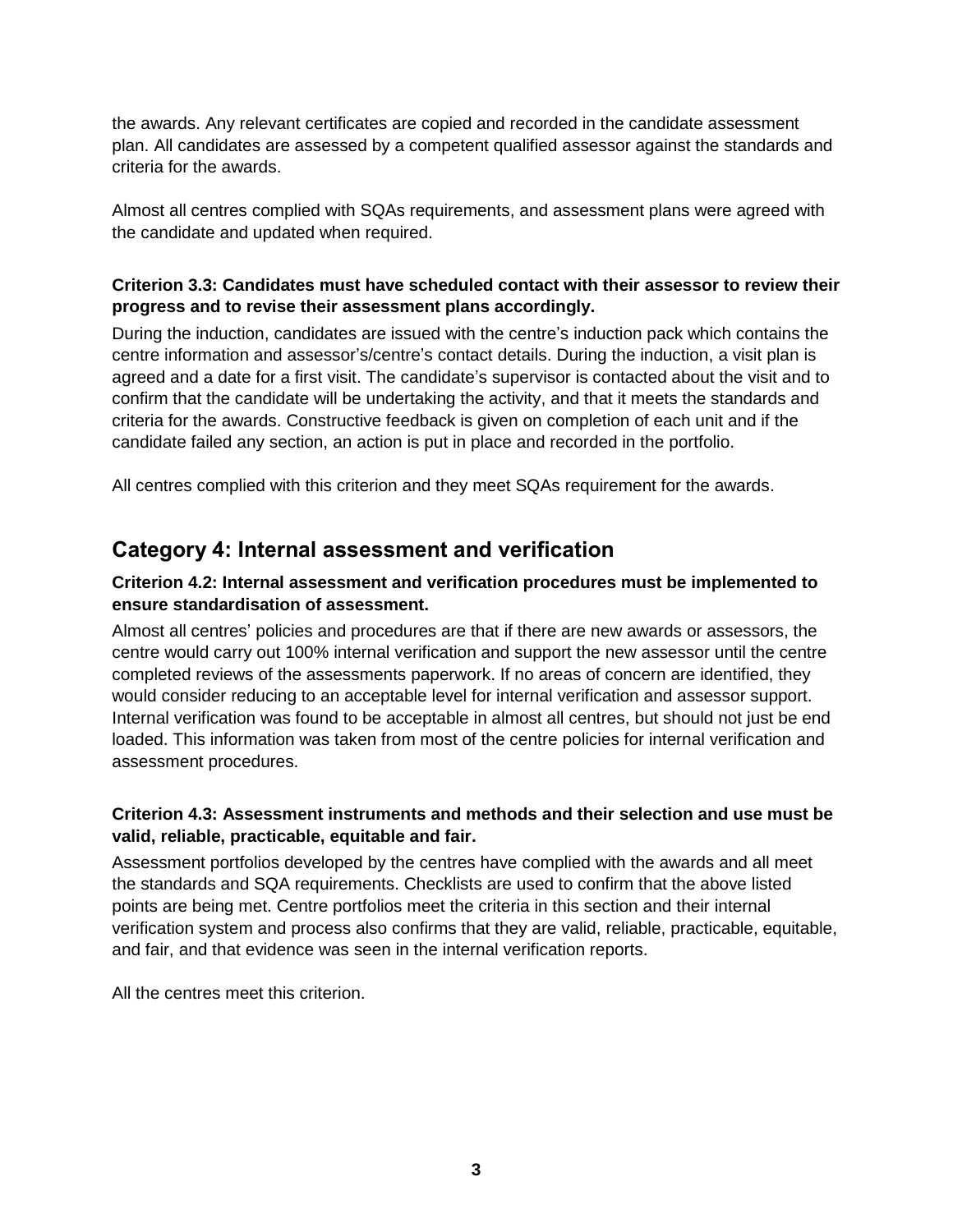the awards. Any relevant certificates are copied and recorded in the candidate assessment plan. All candidates are assessed by a competent qualified assessor against the standards and criteria for the awards.

Almost all centres complied with SQAs requirements, and assessment plans were agreed with the candidate and updated when required.

### Criterion 3.3: Candidates must have scheduled contact with their assessor to review their progress and to revise their assessment plans accordingly.

During the induction, candidates are issued with the centre's induction pack which contains the centre information and assessor's/centre's contact details. During the induction, a visit plan is agreed and a date for a first visit. The candidate's supervisor is contacted about the visit and to confirm that the candidate will be undertaking the activity, and that it meets the standards and criteria for the awards. Constructive feedback is given on completion of each unit and if the candidate failed any section, an action is put in place and recorded in the portfolio.

All centres complied with this criterion and they meet SQAs requirement for the awards.

## Category 4: Internal assessment and verification

### Criterion 4.2: Internal assessment and verification procedures must be implemented to ensure standardisation of assessment.

Almost all centres' policies and procedures are that if there are new awards or assessors, the centre would carry out 100% internal verification and support the new assessor until the centre completed reviews of the assessments paperwork. If no areas of concern are identified, they would consider reducing to an acceptable level for internal verification and assessor support. Internal verification was found to be acceptable in almost all centres, but should not just be end loaded. This information was taken from most of the centre policies for internal verification and assessment procedures.

### Criterion 4.3: Assessment instruments and methods and their selection and use must be valid, reliable, practicable, equitable and fair.

Assessment portfolios developed by the centres have complied with the awards and all meet the standards and SQA requirements. Checklists are used to confirm that the above listed points are being met. Centre portfolios meet the criteria in this section and their internal verification system and process also confirms that they are valid, reliable, practicable, equitable, and fair, and that evidence was seen in the internal verification reports.

All the centres meet this criterion.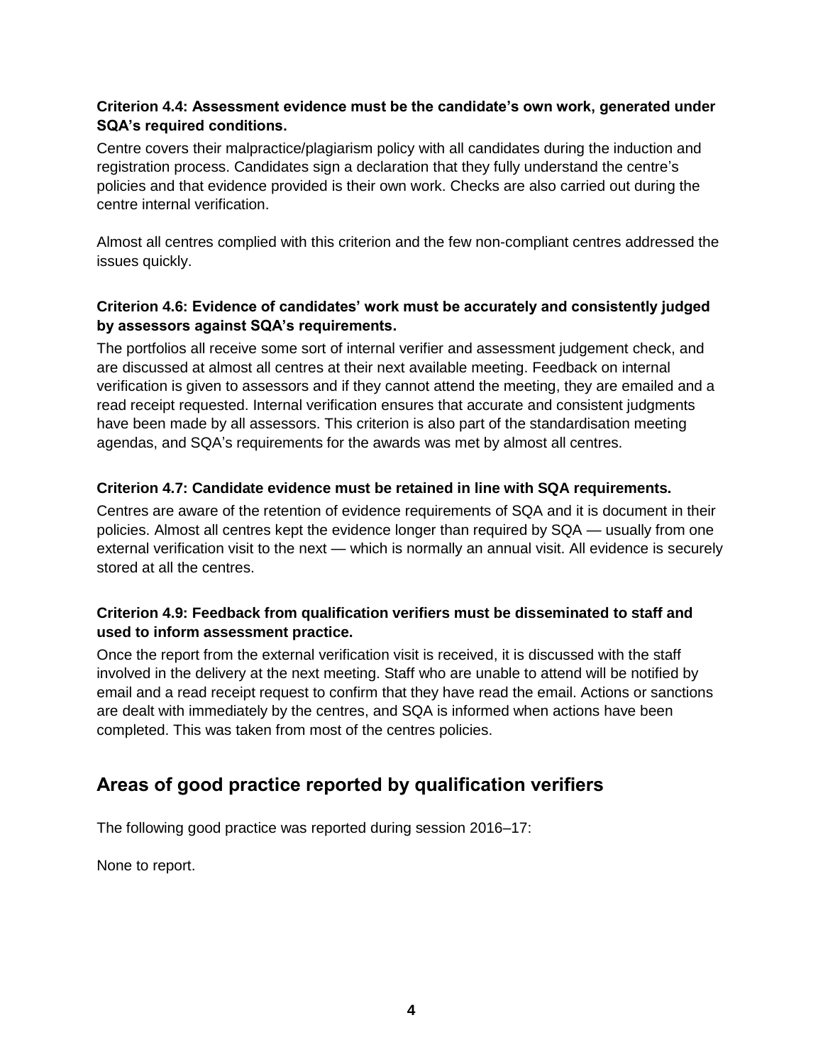**Criterion 4.4: Assessment evidence must be the candidate's own work, generated under SQA's required conditions.**

Centre covers their malpractice/plagiarism policy with all candidates during the induction and registration process. Candidates sign a declaration that they fully understand the centre's policies and that evidence provided is their own work. Checks are also carried out during the centre internal verification.

Almost all centres complied with this criterion and the few non-compliant centres addressed the issues quickly.

**Criterion 4.6: Evidence of candidates' work must be accurately and consistently judged by assessors against SQA's requirements.**

The portfolios all receive some sort of internal verifier and assessment judgement check, and are discussed at almost all centres at their next available meeting. Feedback on internal verification is given to assessors and if they cannot attend the meeting, they are emailed and a read receipt requested. Internal verification ensures that accurate and consistent judgments have been made by all assessors. This criterion is also part of the standardisation meeting agendas, and SQA's requirements for the awards was met by almost all centres.

**Criterion 4.7: Candidate evidence must be retained in line with SQA requirements.**

Centres are aware of the retention of evidence requirements of SQA and it is document in their policies. Almost all centres kept the evidence longer than required by SQA — usually from one external verification visit to the next — which is normally an annual visit. All evidence is securely stored at all the centres.

**Criterion 4.9: Feedback from qualification verifiers must be disseminated to staff and used to inform assessment practice.**

Once the report from the external verification visit is received, it is discussed with the staff involved in the delivery at the next meeting. Staff who are unable to attend will be notified by email and a read receipt request to confirm that they have read the email. Actions or sanctions are dealt with immediately by the centres, and SQA is informed when actions have been completed. This was taken from most of the centres policies.

## Areas of good practice reported by qualification verifiers

The following good practice was reported during session 2016–17:

None to report.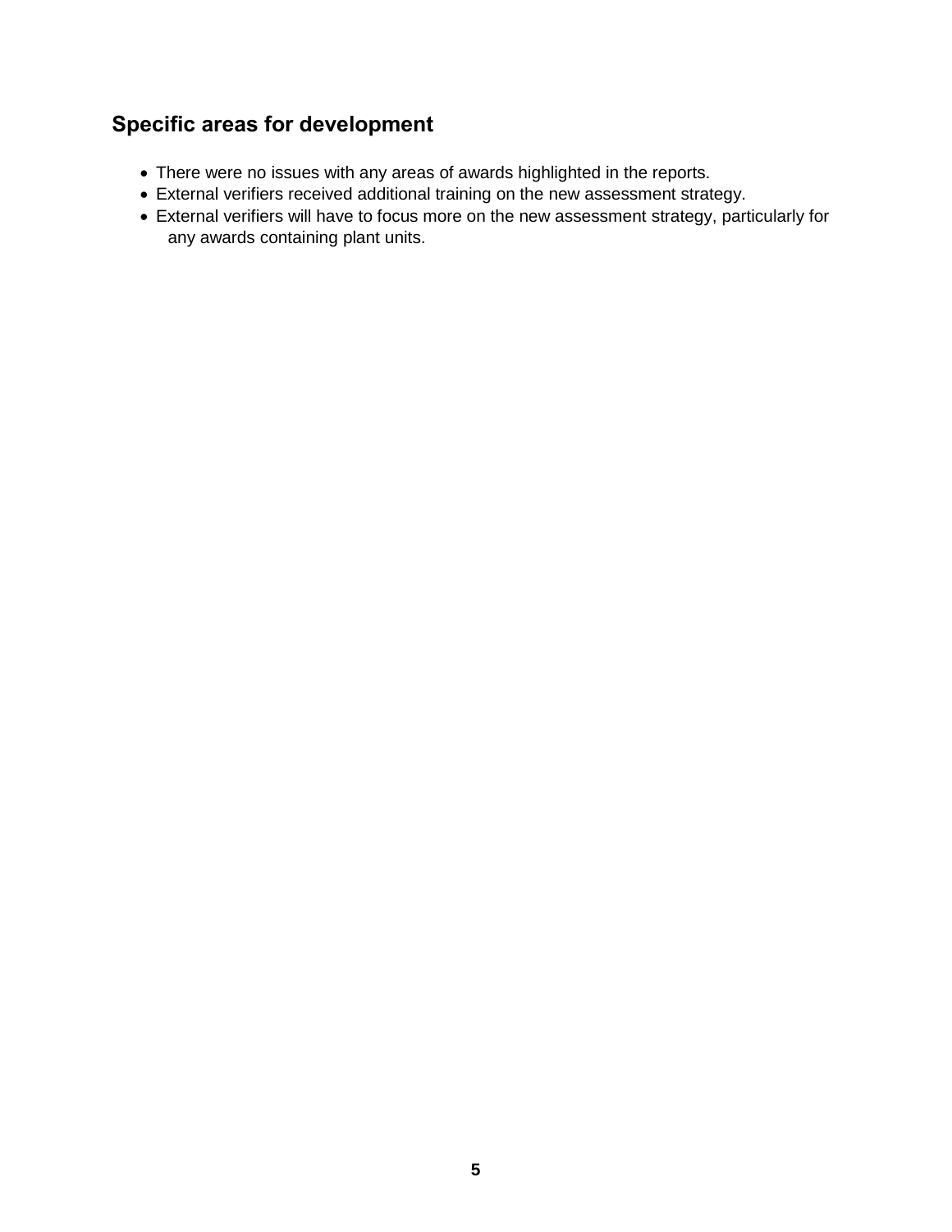## Specific areas for development

- There were no issues with any areas of awards highlighted in the reports.
- External verifiers received additional training on the new assessment strategy.
- External verifiers will have to focus more on the new assessment strategy, particularly for any awards containing plant units.